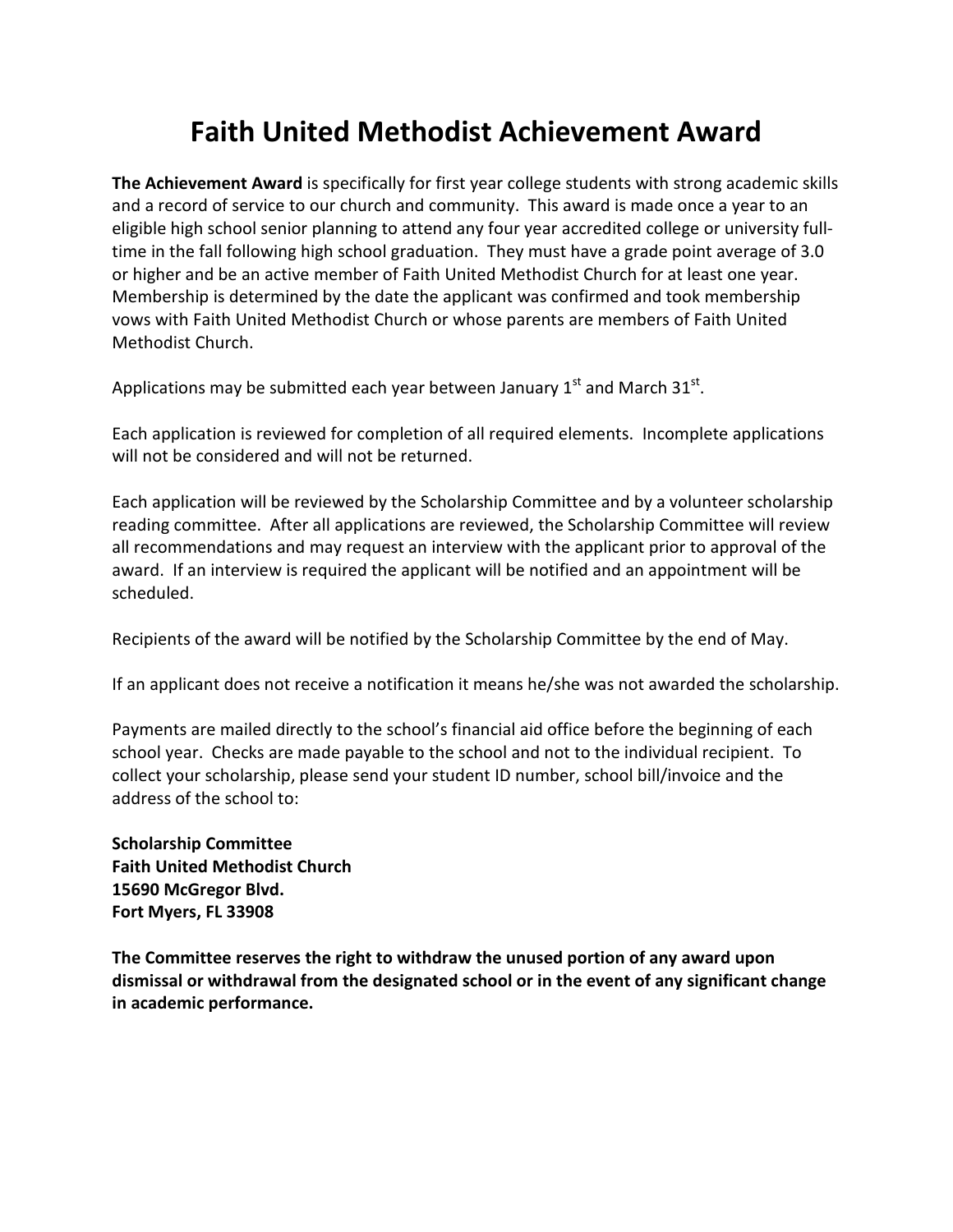# Faith United Methodist Achievement Award

**The Achievement Award** is specifically for first year college students with strong academic skills and a record of service to our church and community. This award is made once a year to an eligible high school senior planning to attend any four year accredited college or university full-time in the fall following high school graduation. They must have a grade point average of 3.0 or higher and be an active member of Faith United Methodist Church for at least one year. Membership is determined by the date the applicant was confirmed and took membership vows with Faith United Methodist Church or whose parents are members of Faith United Methodist Church.

Applications may be submitted each year between January 1st and March 31st.

Each application is reviewed for completion of all required elements. Incomplete applications will not be considered and will not be returned.

Each application will be reviewed by the Scholarship Committee and by a volunteer scholarship reading committee. After all applications are reviewed, the Scholarship Committee will review all recommendations and may request an interview with the applicant prior to approval of the award. If an interview is required the applicant will be notified and an appointment will be scheduled.

Recipients of the award will be notified by the Scholarship Committee by the end of May.

If an applicant does not receive a notification it means he/she was not awarded the scholarship.

Payments are mailed directly to the school's financial aid office before the beginning of each school year. Checks are made payable to the school and not to the individual recipient. To collect your scholarship, please send your student ID number, school bill/invoice and the address of the school to:

**Scholarship Committee**
**Faith United Methodist Church**
**15690 McGregor Blvd.**
**Fort Myers, FL 33908**

**The Committee reserves the right to withdraw the unused portion of any award upon dismissal or withdrawal from the designated school or in the event of any significant change in academic performance.**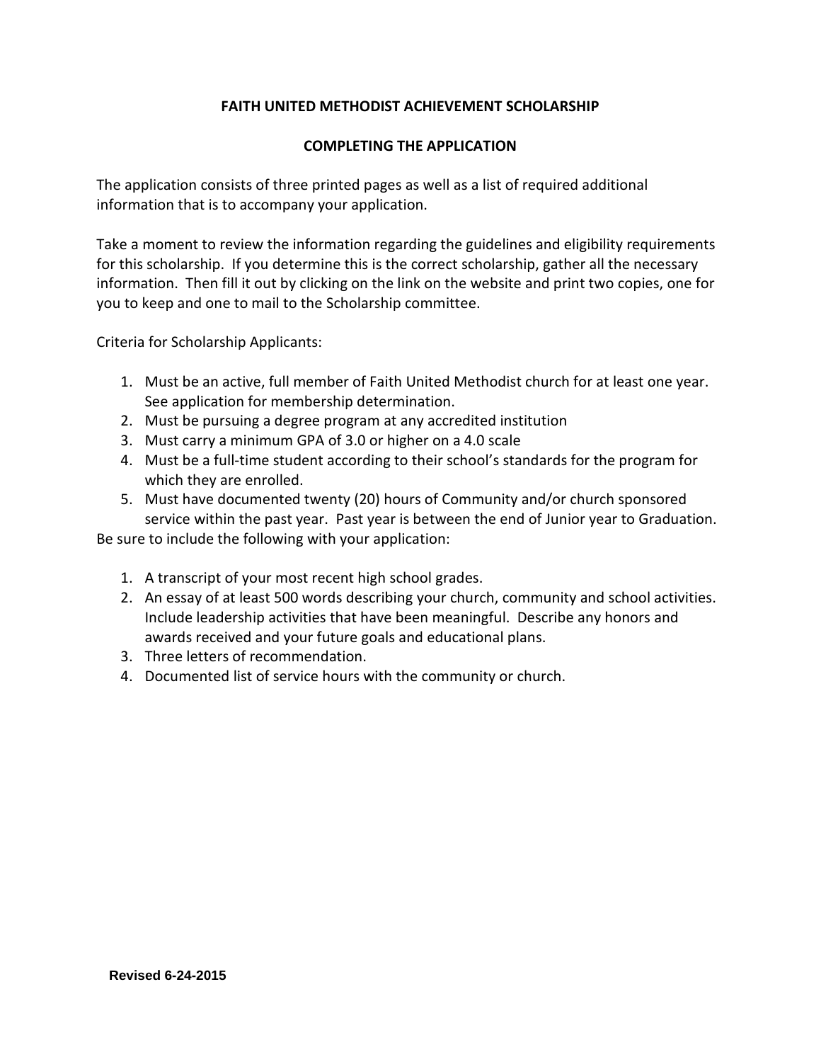**FAITH UNITED METHODIST ACHIEVEMENT SCHOLARSHIP**

**COMPLETING THE APPLICATION**

The application consists of three printed pages as well as a list of required additional information that is to accompany your application.

Take a moment to review the information regarding the guidelines and eligibility requirements for this scholarship. If you determine this is the correct scholarship, gather all the necessary information. Then fill it out by clicking on the link on the website and print two copies, one for you to keep and one to mail to the Scholarship committee.

Criteria for Scholarship Applicants:

1. Must be an active, full member of Faith United Methodist church for at least one year. See application for membership determination.
2. Must be pursuing a degree program at any accredited institution
3. Must carry a minimum GPA of 3.0 or higher on a 4.0 scale
4. Must be a full-time student according to their school's standards for the program for which they are enrolled.
5. Must have documented twenty (20) hours of Community and/or church sponsored service within the past year. Past year is between the end of Junior year to Graduation.

Be sure to include the following with your application:

1. A transcript of your most recent high school grades.
2. An essay of at least 500 words describing your church, community and school activities. Include leadership activities that have been meaningful. Describe any honors and awards received and your future goals and educational plans.
3. Three letters of recommendation.
4. Documented list of service hours with the community or church.

**Revised 6-24-2015**